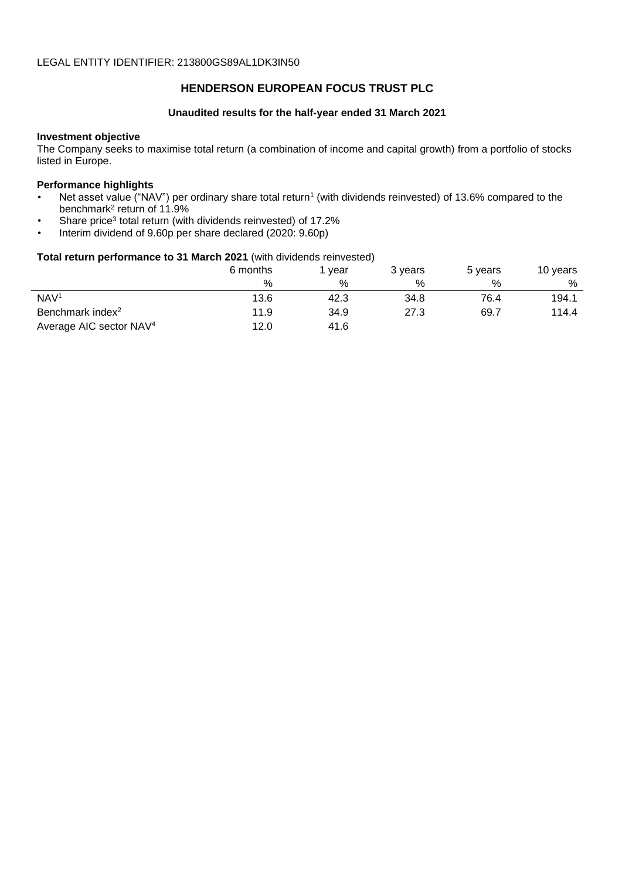LEGAL ENTITY IDENTIFIER: 213800GS89AL1DK3IN50

# HENDERSON EUROPEAN FOCUS TRUST PLC

## Unaudited results for the half-year ended 31 March 2021

### Investment objective

The Company seeks to maximise total return (a combination of income and capital growth) from a portfolio of stocks listed in Europe.

### Performance highlights

- Net asset value ("NAV") per ordinary share total return[1] (with dividends reinvested) of 13.6% compared to the benchmark[2] return of 11.9%
- Share price[3] total return (with dividends reinvested) of 17.2%
- Interim dividend of 9.60p per share declared (2020: 9.60p)

**Total return performance to 31 March 2021** (with dividends reinvested)

| | 6 months | 1 year | 3 years | 5 years | 10 years |
|---|---|---|---|---|---|
| | % | % | % | % | % |
| NAV[1] | 13.6 | 42.3 | 34.8 | 76.4 | 194.1 |
| Benchmark index[2] | 11.9 | 34.9 | 27.3 | 69.7 | 114.4 |
| Average AIC sector NAV[4] | 12.0 | 41.6 | | | |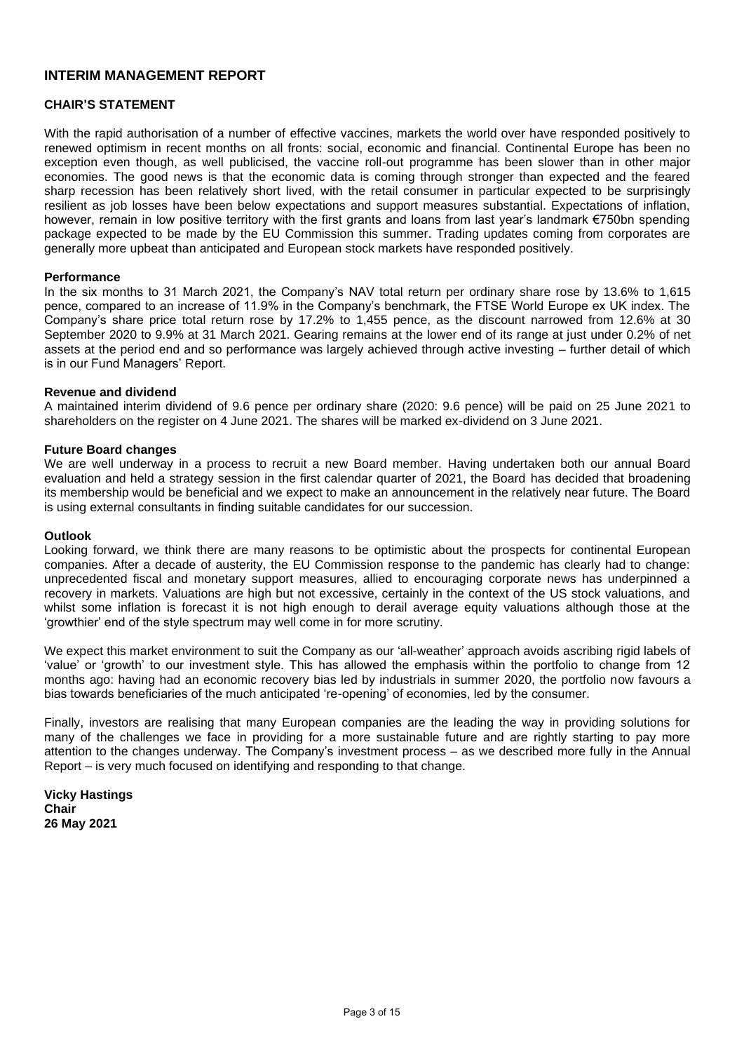# INTERIM MANAGEMENT REPORT

## CHAIR'S STATEMENT

With the rapid authorisation of a number of effective vaccines, markets the world over have responded positively to renewed optimism in recent months on all fronts: social, economic and financial. Continental Europe has been no exception even though, as well publicised, the vaccine roll-out programme has been slower than in other major economies. The good news is that the economic data is coming through stronger than expected and the feared sharp recession has been relatively short lived, with the retail consumer in particular expected to be surprisingly resilient as job losses have been below expectations and support measures substantial. Expectations of inflation, however, remain in low positive territory with the first grants and loans from last year's landmark €750bn spending package expected to be made by the EU Commission this summer. Trading updates coming from corporates are generally more upbeat than anticipated and European stock markets have responded positively.

### Performance

In the six months to 31 March 2021, the Company's NAV total return per ordinary share rose by 13.6% to 1,615 pence, compared to an increase of 11.9% in the Company's benchmark, the FTSE World Europe ex UK index. The Company's share price total return rose by 17.2% to 1,455 pence, as the discount narrowed from 12.6% at 30 September 2020 to 9.9% at 31 March 2021. Gearing remains at the lower end of its range at just under 0.2% of net assets at the period end and so performance was largely achieved through active investing – further detail of which is in our Fund Managers' Report.

### Revenue and dividend

A maintained interim dividend of 9.6 pence per ordinary share (2020: 9.6 pence) will be paid on 25 June 2021 to shareholders on the register on 4 June 2021. The shares will be marked ex-dividend on 3 June 2021.

### Future Board changes

We are well underway in a process to recruit a new Board member. Having undertaken both our annual Board evaluation and held a strategy session in the first calendar quarter of 2021, the Board has decided that broadening its membership would be beneficial and we expect to make an announcement in the relatively near future. The Board is using external consultants in finding suitable candidates for our succession.

### Outlook

Looking forward, we think there are many reasons to be optimistic about the prospects for continental European companies. After a decade of austerity, the EU Commission response to the pandemic has clearly had to change: unprecedented fiscal and monetary support measures, allied to encouraging corporate news has underpinned a recovery in markets. Valuations are high but not excessive, certainly in the context of the US stock valuations, and whilst some inflation is forecast it is not high enough to derail average equity valuations although those at the 'growthier' end of the style spectrum may well come in for more scrutiny.

We expect this market environment to suit the Company as our 'all-weather' approach avoids ascribing rigid labels of 'value' or 'growth' to our investment style. This has allowed the emphasis within the portfolio to change from 12 months ago: having had an economic recovery bias led by industrials in summer 2020, the portfolio now favours a bias towards beneficiaries of the much anticipated 're-opening' of economies, led by the consumer.

Finally, investors are realising that many European companies are the leading the way in providing solutions for many of the challenges we face in providing for a more sustainable future and are rightly starting to pay more attention to the changes underway. The Company's investment process – as we described more fully in the Annual Report – is very much focused on identifying and responding to that change.

**Vicky Hastings**
**Chair**
**26 May 2021**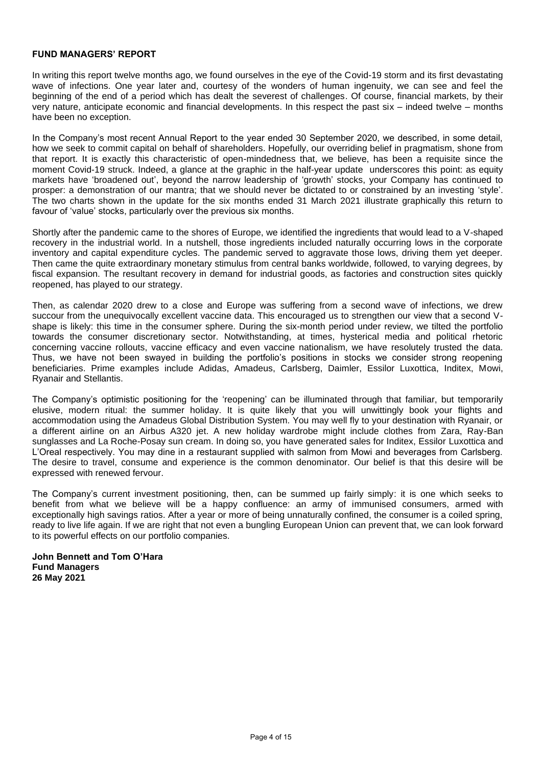# FUND MANAGERS' REPORT

In writing this report twelve months ago, we found ourselves in the eye of the Covid-19 storm and its first devastating wave of infections. One year later and, courtesy of the wonders of human ingenuity, we can see and feel the beginning of the end of a period which has dealt the severest of challenges. Of course, financial markets, by their very nature, anticipate economic and financial developments. In this respect the past six – indeed twelve – months have been no exception.

In the Company's most recent Annual Report to the year ended 30 September 2020, we described, in some detail, how we seek to commit capital on behalf of shareholders. Hopefully, our overriding belief in pragmatism, shone from that report. It is exactly this characteristic of open-mindedness that, we believe, has been a requisite since the moment Covid-19 struck. Indeed, a glance at the graphic in the half-year update underscores this point: as equity markets have 'broadened out', beyond the narrow leadership of 'growth' stocks, your Company has continued to prosper: a demonstration of our mantra; that we should never be dictated to or constrained by an investing 'style'. The two charts shown in the update for the six months ended 31 March 2021 illustrate graphically this return to favour of 'value' stocks, particularly over the previous six months.

Shortly after the pandemic came to the shores of Europe, we identified the ingredients that would lead to a V-shaped recovery in the industrial world. In a nutshell, those ingredients included naturally occurring lows in the corporate inventory and capital expenditure cycles. The pandemic served to aggravate those lows, driving them yet deeper. Then came the quite extraordinary monetary stimulus from central banks worldwide, followed, to varying degrees, by fiscal expansion. The resultant recovery in demand for industrial goods, as factories and construction sites quickly reopened, has played to our strategy.

Then, as calendar 2020 drew to a close and Europe was suffering from a second wave of infections, we drew succour from the unequivocally excellent vaccine data. This encouraged us to strengthen our view that a second V-shape is likely: this time in the consumer sphere. During the six-month period under review, we tilted the portfolio towards the consumer discretionary sector. Notwithstanding, at times, hysterical media and political rhetoric concerning vaccine rollouts, vaccine efficacy and even vaccine nationalism, we have resolutely trusted the data. Thus, we have not been swayed in building the portfolio's positions in stocks we consider strong reopening beneficiaries. Prime examples include Adidas, Amadeus, Carlsberg, Daimler, Essilor Luxottica, Inditex, Mowi, Ryanair and Stellantis.

The Company's optimistic positioning for the 'reopening' can be illuminated through that familiar, but temporarily elusive, modern ritual: the summer holiday. It is quite likely that you will unwittingly book your flights and accommodation using the Amadeus Global Distribution System. You may well fly to your destination with Ryanair, or a different airline on an Airbus A320 jet. A new holiday wardrobe might include clothes from Zara, Ray-Ban sunglasses and La Roche-Posay sun cream. In doing so, you have generated sales for Inditex, Essilor Luxottica and L'Oreal respectively. You may dine in a restaurant supplied with salmon from Mowi and beverages from Carlsberg. The desire to travel, consume and experience is the common denominator. Our belief is that this desire will be expressed with renewed fervour.

The Company's current investment positioning, then, can be summed up fairly simply: it is one which seeks to benefit from what we believe will be a happy confluence: an army of immunised consumers, armed with exceptionally high savings ratios. After a year or more of being unnaturally confined, the consumer is a coiled spring, ready to live life again. If we are right that not even a bungling European Union can prevent that, we can look forward to its powerful effects on our portfolio companies.

**John Bennett and Tom O'Hara**
**Fund Managers**
**26 May 2021**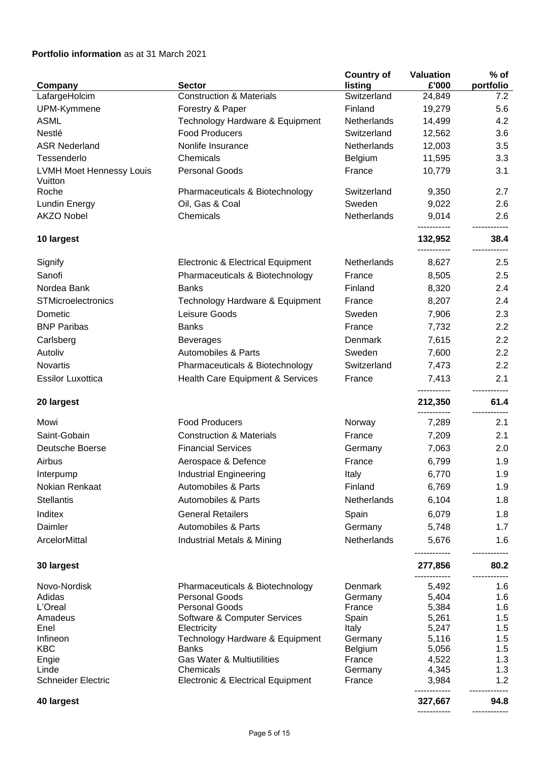**Portfolio information** as at 31 March 2021

| Company | Sector | Country of listing | Valuation £'000 | % of portfolio |
|---|---|---|---|---|
| LafargeHolcim | Construction & Materials | Switzerland | 24,849 | 7.2 |
| UPM-Kymmene | Forestry & Paper | Finland | 19,279 | 5.6 |
| ASML | Technology Hardware & Equipment | Netherlands | 14,499 | 4.2 |
| Nestlé | Food Producers | Switzerland | 12,562 | 3.6 |
| ASR Nederland | Nonlife Insurance | Netherlands | 12,003 | 3.5 |
| Tessenderlo | Chemicals | Belgium | 11,595 | 3.3 |
| LVMH Moet Hennessy Louis Vuitton | Personal Goods | France | 10,779 | 3.1 |
| Roche | Pharmaceuticals & Biotechnology | Switzerland | 9,350 | 2.7 |
| Lundin Energy | Oil, Gas & Coal | Sweden | 9,022 | 2.6 |
| AKZO Nobel | Chemicals | Netherlands | 9,014 | 2.6 |
| **10 largest** | | | **132,952** | **38.4** |
| Signify | Electronic & Electrical Equipment | Netherlands | 8,627 | 2.5 |
| Sanofi | Pharmaceuticals & Biotechnology | France | 8,505 | 2.5 |
| Nordea Bank | Banks | Finland | 8,320 | 2.4 |
| STMicroelectronics | Technology Hardware & Equipment | France | 8,207 | 2.4 |
| Dometic | Leisure Goods | Sweden | 7,906 | 2.3 |
| BNP Paribas | Banks | France | 7,732 | 2.2 |
| Carlsberg | Beverages | Denmark | 7,615 | 2.2 |
| Autoliv | Automobiles & Parts | Sweden | 7,600 | 2.2 |
| Novartis | Pharmaceuticals & Biotechnology | Switzerland | 7,473 | 2.2 |
| Essilor Luxottica | Health Care Equipment & Services | France | 7,413 | 2.1 |
| **20 largest** | | | **212,350** | **61.4** |
| Mowi | Food Producers | Norway | 7,289 | 2.1 |
| Saint-Gobain | Construction & Materials | France | 7,209 | 2.1 |
| Deutsche Boerse | Financial Services | Germany | 7,063 | 2.0 |
| Airbus | Aerospace & Defence | France | 6,799 | 1.9 |
| Interpump | Industrial Engineering | Italy | 6,770 | 1.9 |
| Nokian Renkaat | Automobiles & Parts | Finland | 6,769 | 1.9 |
| Stellantis | Automobiles & Parts | Netherlands | 6,104 | 1.8 |
| Inditex | General Retailers | Spain | 6,079 | 1.8 |
| Daimler | Automobiles & Parts | Germany | 5,748 | 1.7 |
| ArcelorMittal | Industrial Metals & Mining | Netherlands | 5,676 | 1.6 |
| **30 largest** | | | **277,856** | **80.2** |
| Novo-Nordisk | Pharmaceuticals & Biotechnology | Denmark | 5,492 | 1.6 |
| Adidas | Personal Goods | Germany | 5,404 | 1.6 |
| L'Oreal | Personal Goods | France | 5,384 | 1.6 |
| Amadeus | Software & Computer Services | Spain | 5,261 | 1.5 |
| Enel | Electricity | Italy | 5,247 | 1.5 |
| Infineon | Technology Hardware & Equipment | Germany | 5,116 | 1.5 |
| KBC | Banks | Belgium | 5,056 | 1.5 |
| Engie | Gas Water & Multiutilities | France | 4,522 | 1.3 |
| Linde | Chemicals | Germany | 4,345 | 1.3 |
| Schneider Electric | Electronic & Electrical Equipment | France | 3,984 | 1.2 |
| **40 largest** | | | **327,667** | **94.8** |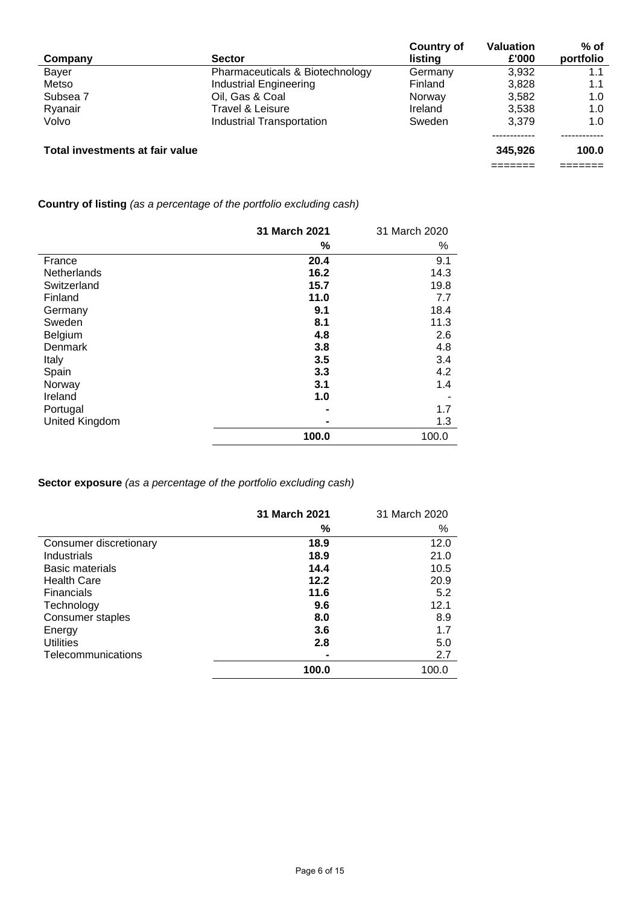| Company | Sector | Country of listing | Valuation £'000 | % of portfolio |
|---|---|---|---|---|
| Bayer | Pharmaceuticals & Biotechnology | Germany | 3,932 | 1.1 |
| Metso | Industrial Engineering | Finland | 3,828 | 1.1 |
| Subsea 7 | Oil, Gas & Coal | Norway | 3,582 | 1.0 |
| Ryanair | Travel & Leisure | Ireland | 3,538 | 1.0 |
| Volvo | Industrial Transportation | Sweden | 3,379 | 1.0 |
| **Total investments at fair value** | | | **345,926** | **100.0** |

**Country of listing** *(as a percentage of the portfolio excluding cash)*

| | **31 March 2021** | 31 March 2020 |
|---|---|---|
| | **%** | % |
| France | **20.4** | 9.1 |
| Netherlands | **16.2** | 14.3 |
| Switzerland | **15.7** | 19.8 |
| Finland | **11.0** | 7.7 |
| Germany | **9.1** | 18.4 |
| Sweden | **8.1** | 11.3 |
| Belgium | **4.8** | 2.6 |
| Denmark | **3.8** | 4.8 |
| Italy | **3.5** | 3.4 |
| Spain | **3.3** | 4.2 |
| Norway | **3.1** | 1.4 |
| Ireland | **1.0** | - |
| Portugal | **-** | 1.7 |
| United Kingdom | **-** | 1.3 |
| | **100.0** | 100.0 |

**Sector exposure** *(as a percentage of the portfolio excluding cash)*

| | **31 March 2021** | 31 March 2020 |
|---|---|---|
| | **%** | % |
| Consumer discretionary | **18.9** | 12.0 |
| Industrials | **18.9** | 21.0 |
| Basic materials | **14.4** | 10.5 |
| Health Care | **12.2** | 20.9 |
| Financials | **11.6** | 5.2 |
| Technology | **9.6** | 12.1 |
| Consumer staples | **8.0** | 8.9 |
| Energy | **3.6** | 1.7 |
| Utilities | **2.8** | 5.0 |
| Telecommunications | **-** | 2.7 |
| | **100.0** | 100.0 |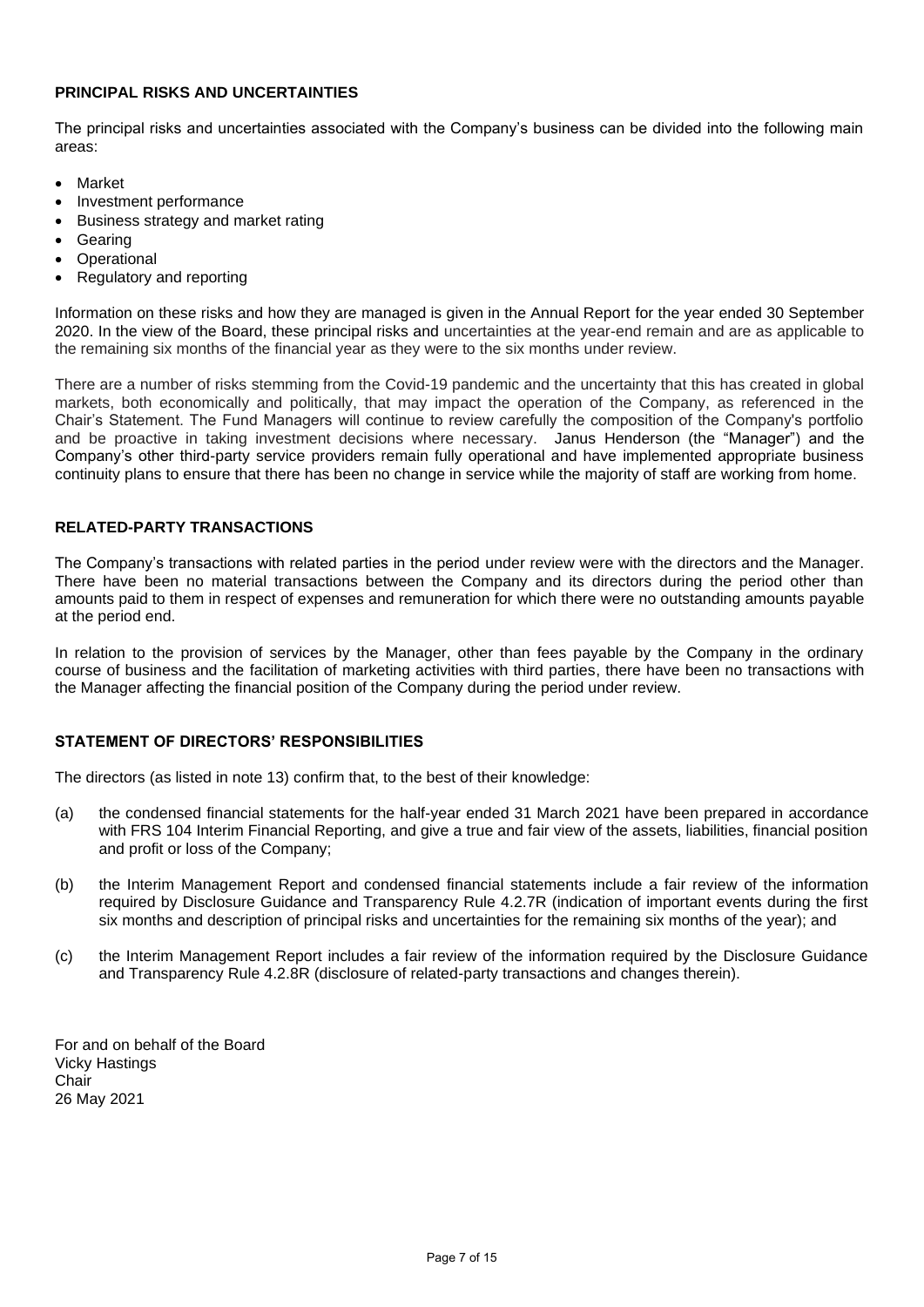## PRINCIPAL RISKS AND UNCERTAINTIES

The principal risks and uncertainties associated with the Company's business can be divided into the following main areas:

- Market
- Investment performance
- Business strategy and market rating
- Gearing
- Operational
- Regulatory and reporting

Information on these risks and how they are managed is given in the Annual Report for the year ended 30 September 2020. In the view of the Board, these principal risks and uncertainties at the year-end remain and are as applicable to the remaining six months of the financial year as they were to the six months under review.

There are a number of risks stemming from the Covid-19 pandemic and the uncertainty that this has created in global markets, both economically and politically, that may impact the operation of the Company, as referenced in the Chair's Statement. The Fund Managers will continue to review carefully the composition of the Company's portfolio and be proactive in taking investment decisions where necessary. Janus Henderson (the "Manager") and the Company's other third-party service providers remain fully operational and have implemented appropriate business continuity plans to ensure that there has been no change in service while the majority of staff are working from home.

## RELATED-PARTY TRANSACTIONS

The Company's transactions with related parties in the period under review were with the directors and the Manager. There have been no material transactions between the Company and its directors during the period other than amounts paid to them in respect of expenses and remuneration for which there were no outstanding amounts payable at the period end.

In relation to the provision of services by the Manager, other than fees payable by the Company in the ordinary course of business and the facilitation of marketing activities with third parties, there have been no transactions with the Manager affecting the financial position of the Company during the period under review.

## STATEMENT OF DIRECTORS' RESPONSIBILITIES

The directors (as listed in note 13) confirm that, to the best of their knowledge:

(a) the condensed financial statements for the half-year ended 31 March 2021 have been prepared in accordance with FRS 104 Interim Financial Reporting, and give a true and fair view of the assets, liabilities, financial position and profit or loss of the Company;

(b) the Interim Management Report and condensed financial statements include a fair review of the information required by Disclosure Guidance and Transparency Rule 4.2.7R (indication of important events during the first six months and description of principal risks and uncertainties for the remaining six months of the year); and

(c) the Interim Management Report includes a fair review of the information required by the Disclosure Guidance and Transparency Rule 4.2.8R (disclosure of related-party transactions and changes therein).

For and on behalf of the Board
Vicky Hastings
Chair
26 May 2021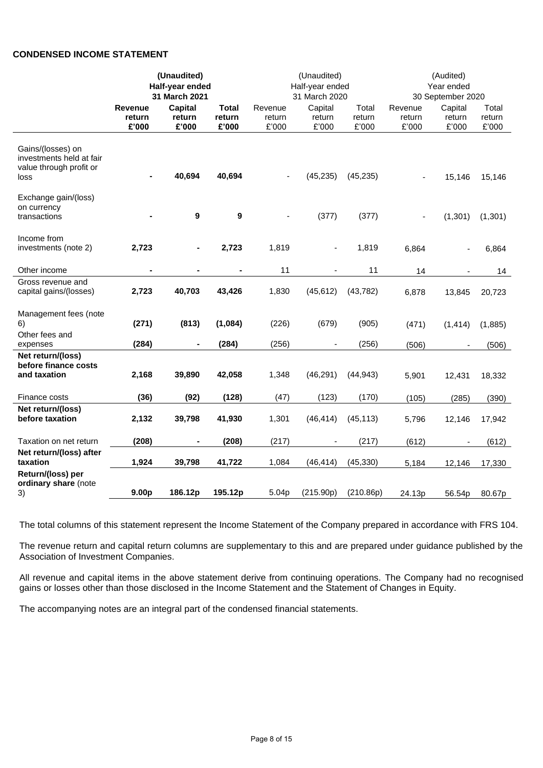**CONDENSED INCOME STATEMENT**

| | **(Unaudited) Half-year ended 31 March 2021** | | | (Unaudited) Half-year ended 31 March 2020 | | | (Audited) Year ended 30 September 2020 | | |
|---|---|---|---|---|---|---|---|---|---|
| | **Revenue return £'000** | **Capital return £'000** | **Total return £'000** | Revenue return £'000 | Capital return £'000 | Total return £'000 | Revenue return £'000 | Capital return £'000 | Total return £'000 |
| Gains/(losses) on investments held at fair value through profit or loss | **-** | **40,694** | **40,694** | - | (45,235) | (45,235) | - | 15,146 | 15,146 |
| Exchange gain/(loss) on currency transactions | **-** | **9** | **9** | - | (377) | (377) | - | (1,301) | (1,301) |
| Income from investments (note 2) | **2,723** | **-** | **2,723** | 1,819 | - | 1,819 | 6,864 | - | 6,864 |
| Other income | **-** | **-** | **-** | 11 | - | 11 | 14 | - | 14 |
| Gross revenue and capital gains/(losses) | **2,723** | **40,703** | **43,426** | 1,830 | (45,612) | (43,782) | 6,878 | 13,845 | 20,723 |
| Management fees (note 6) | **(271)** | **(813)** | **(1,084)** | (226) | (679) | (905) | (471) | (1,414) | (1,885) |
| Other fees and expenses | **(284)** | **-** | **(284)** | (256) | - | (256) | (506) | - | (506) |
| **Net return/(loss) before finance costs and taxation** | **2,168** | **39,890** | **42,058** | 1,348 | (46,291) | (44,943) | 5,901 | 12,431 | 18,332 |
| Finance costs | **(36)** | **(92)** | **(128)** | (47) | (123) | (170) | (105) | (285) | (390) |
| **Net return/(loss) before taxation** | **2,132** | **39,798** | **41,930** | 1,301 | (46,414) | (45,113) | 5,796 | 12,146 | 17,942 |
| Taxation on net return | **(208)** | **-** | **(208)** | (217) | - | (217) | (612) | - | (612) |
| **Net return/(loss) after taxation** | **1,924** | **39,798** | **41,722** | 1,084 | (46,414) | (45,330) | 5,184 | 12,146 | 17,330 |
| **Return/(loss) per ordinary share** (note 3) | **9.00p** | **186.12p** | **195.12p** | 5.04p | (215.90p) | (210.86p) | 24.13p | 56.54p | 80.67p |

The total columns of this statement represent the Income Statement of the Company prepared in accordance with FRS 104.

The revenue return and capital return columns are supplementary to this and are prepared under guidance published by the Association of Investment Companies.

All revenue and capital items in the above statement derive from continuing operations. The Company had no recognised gains or losses other than those disclosed in the Income Statement and the Statement of Changes in Equity.

The accompanying notes are an integral part of the condensed financial statements.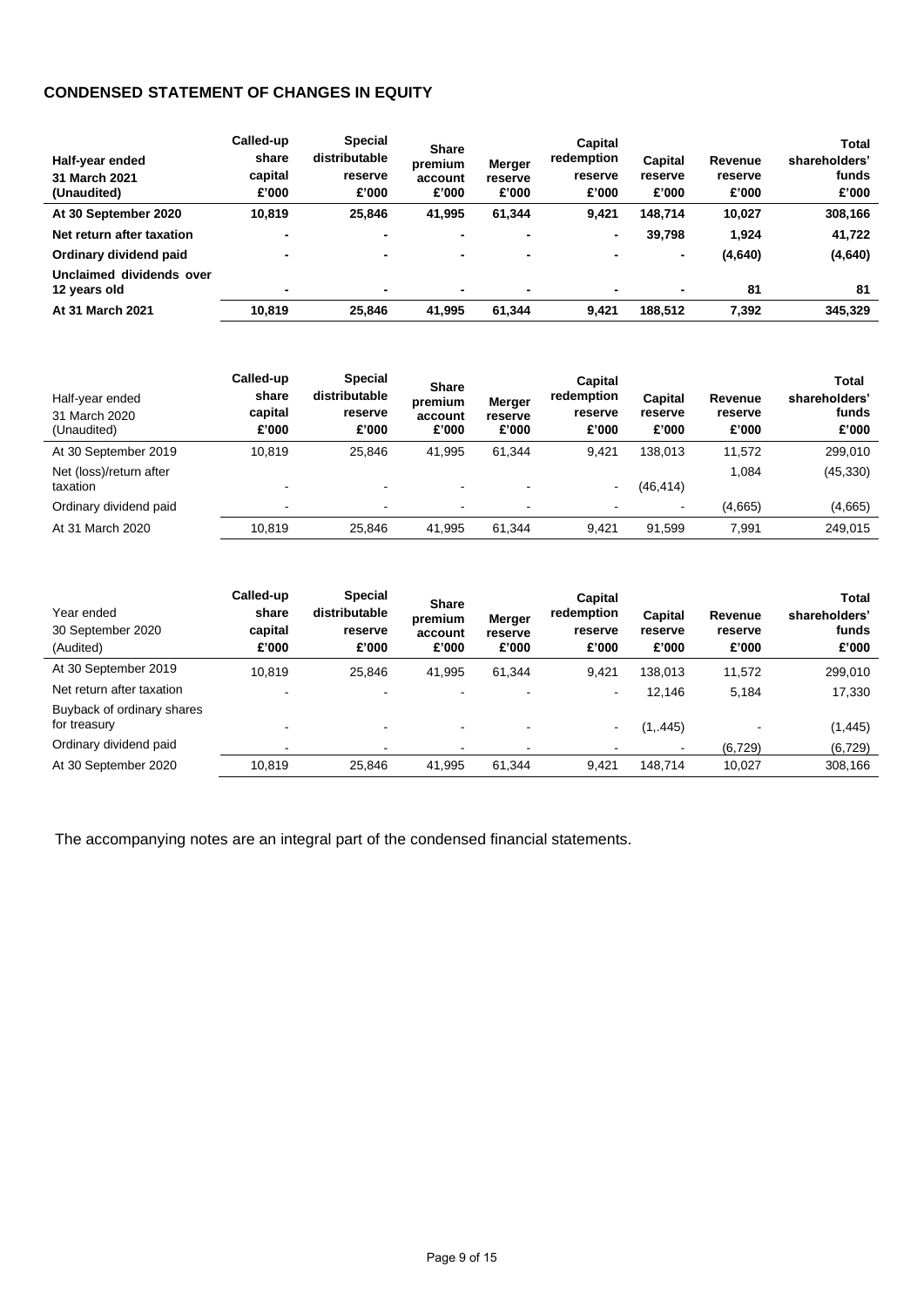## CONDENSED STATEMENT OF CHANGES IN EQUITY

| **Half-year ended 31 March 2021 (Unaudited)** | **Called-up share capital £'000** | **Special distributable reserve £'000** | **Share premium account £'000** | **Merger reserve £'000** | **Capital redemption reserve £'000** | **Capital reserve £'000** | **Revenue reserve £'000** | **Total shareholders' funds £'000** |
|---|---|---|---|---|---|---|---|---|
| **At 30 September 2020** | **10,819** | **25,846** | **41,995** | **61,344** | **9,421** | **148,714** | **10,027** | **308,166** |
| **Net return after taxation** | **-** | **-** | **-** | **-** | **-** | **39,798** | **1,924** | **41,722** |
| **Ordinary dividend paid** | **-** | **-** | **-** | **-** | **-** | **-** | **(4,640)** | **(4,640)** |
| **Unclaimed dividends over 12 years old** | **-** | **-** | **-** | **-** | **-** | **-** | **81** | **81** |
| **At 31 March 2021** | **10,819** | **25,846** | **41,995** | **61,344** | **9,421** | **188,512** | **7,392** | **345,329** |

| Half-year ended 31 March 2020 (Unaudited) | **Called-up share capital £'000** | **Special distributable reserve £'000** | **Share premium account £'000** | **Merger reserve £'000** | **Capital redemption reserve £'000** | **Capital reserve £'000** | **Revenue reserve £'000** | **Total shareholders' funds £'000** |
|---|---|---|---|---|---|---|---|---|
| At 30 September 2019 | 10,819 | 25,846 | 41,995 | 61,344 | 9,421 | 138,013 | 11,572 | 299,010 |
| Net (loss)/return after taxation | - | - | - | - | - | (46,414) | 1,084 | (45,330) |
| Ordinary dividend paid | - | - | - | - | - | - | (4,665) | (4,665) |
| At 31 March 2020 | 10,819 | 25,846 | 41,995 | 61,344 | 9,421 | 91,599 | 7,991 | 249,015 |

| Year ended 30 September 2020 (Audited) | **Called-up share capital £'000** | **Special distributable reserve £'000** | **Share premium account £'000** | **Merger reserve £'000** | **Capital redemption reserve £'000** | **Capital reserve £'000** | **Revenue reserve £'000** | **Total shareholders' funds £'000** |
|---|---|---|---|---|---|---|---|---|
| At 30 September 2019 | 10,819 | 25,846 | 41,995 | 61,344 | 9,421 | 138,013 | 11,572 | 299,010 |
| Net return after taxation | - | - | - | - | - | 12,146 | 5,184 | 17,330 |
| Buyback of ordinary shares for treasury | - | - | - | - | - | (1,.445) | - | (1,445) |
| Ordinary dividend paid | - | - | - | - | - | - | (6,729) | (6,729) |
| At 30 September 2020 | 10,819 | 25,846 | 41,995 | 61,344 | 9,421 | 148,714 | 10,027 | 308,166 |

The accompanying notes are an integral part of the condensed financial statements.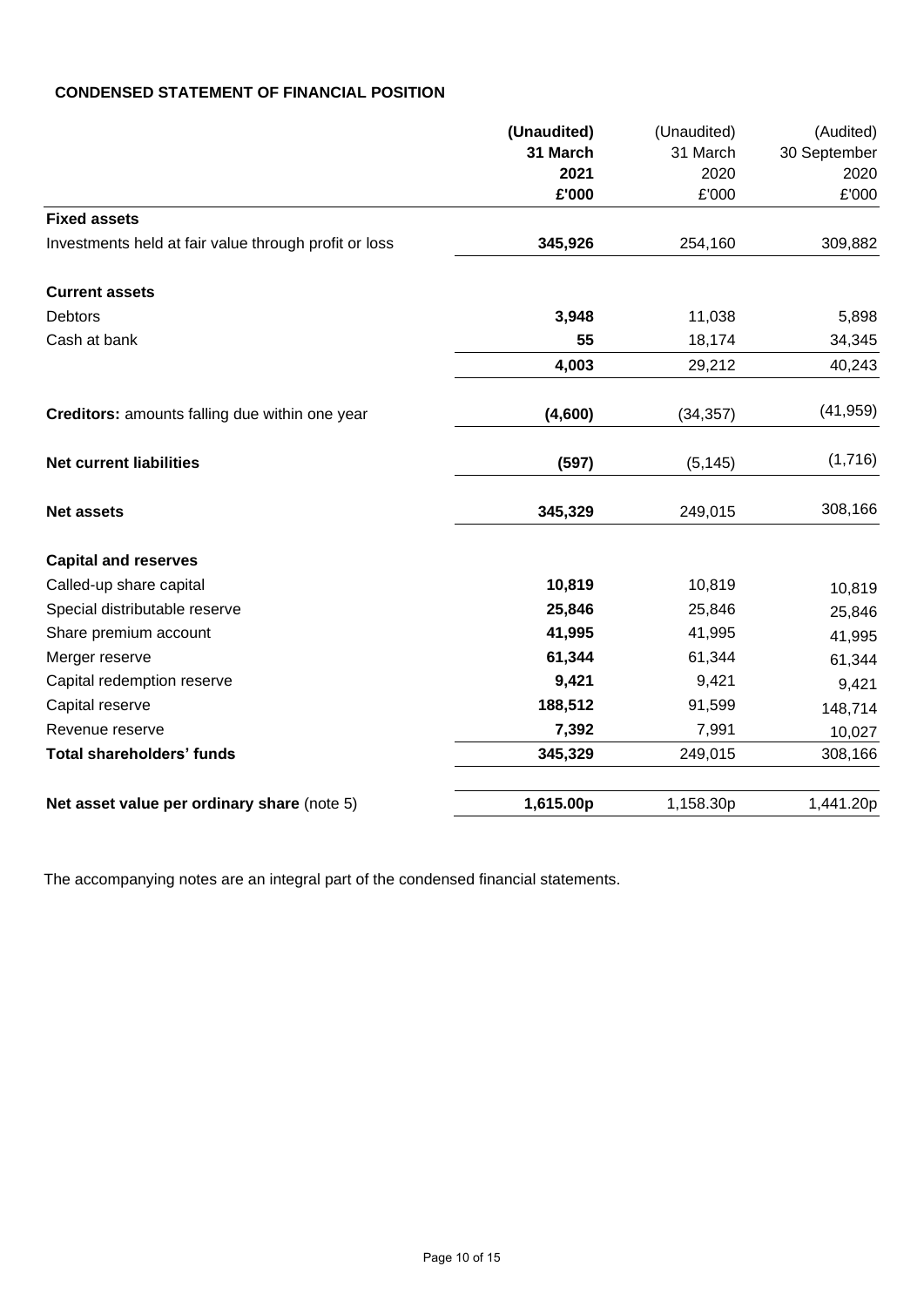## CONDENSED STATEMENT OF FINANCIAL POSITION

| | **(Unaudited) 31 March 2021 £'000** | (Unaudited) 31 March 2020 £'000 | (Audited) 30 September 2020 £'000 |
|---|---|---|---|
| **Fixed assets** | | | |
| Investments held at fair value through profit or loss | **345,926** | 254,160 | 309,882 |
| | | | |
| **Current assets** | | | |
| Debtors | **3,948** | 11,038 | 5,898 |
| Cash at bank | **55** | 18,174 | 34,345 |
| | **4,003** | 29,212 | 40,243 |
| | | | |
| **Creditors:** amounts falling due within one year | **(4,600)** | (34,357) | (41,959) |
| | | | |
| **Net current liabilities** | **(597)** | (5,145) | (1,716) |
| | | | |
| **Net assets** | **345,329** | 249,015 | 308,166 |
| | | | |
| **Capital and reserves** | | | |
| Called-up share capital | **10,819** | 10,819 | 10,819 |
| Special distributable reserve | **25,846** | 25,846 | 25,846 |
| Share premium account | **41,995** | 41,995 | 41,995 |
| Merger reserve | **61,344** | 61,344 | 61,344 |
| Capital redemption reserve | **9,421** | 9,421 | 9,421 |
| Capital reserve | **188,512** | 91,599 | 148,714 |
| Revenue reserve | **7,392** | 7,991 | 10,027 |
| **Total shareholders' funds** | **345,329** | 249,015 | 308,166 |
| | | | |
| **Net asset value per ordinary share** (note 5) | **1,615.00p** | 1,158.30p | 1,441.20p |

The accompanying notes are an integral part of the condensed financial statements.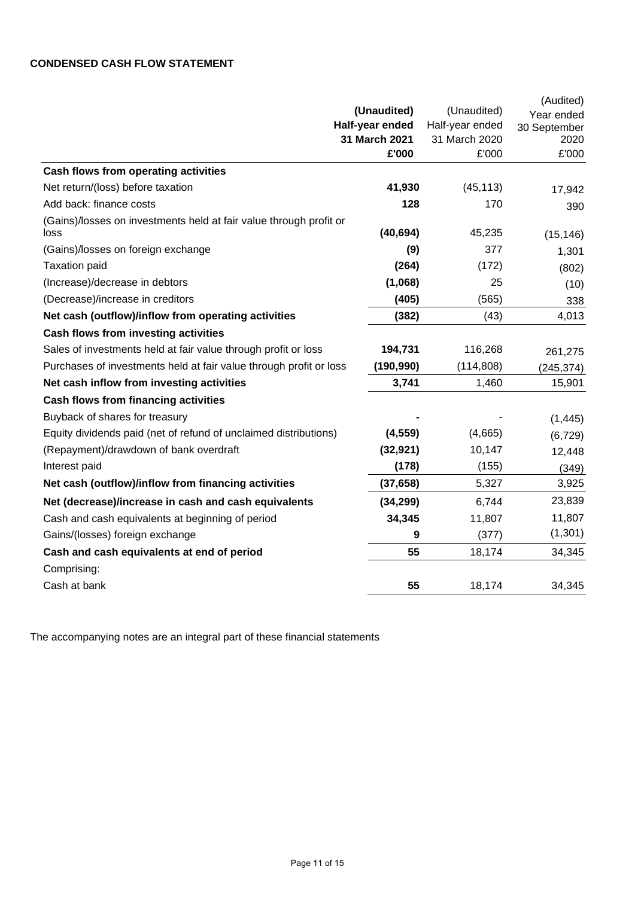**CONDENSED CASH FLOW STATEMENT**

| | **(Unaudited) Half-year ended 31 March 2021 £'000** | (Unaudited) Half-year ended 31 March 2020 £'000 | (Audited) Year ended 30 September 2020 £'000 |
|---|---|---|---|
| **Cash flows from operating activities** | | | |
| Net return/(loss) before taxation | **41,930** | (45,113) | 17,942 |
| Add back: finance costs | **128** | 170 | 390 |
| (Gains)/losses on investments held at fair value through profit or loss | **(40,694)** | 45,235 | (15,146) |
| (Gains)/losses on foreign exchange | **(9)** | 377 | 1,301 |
| Taxation paid | **(264)** | (172) | (802) |
| (Increase)/decrease in debtors | **(1,068)** | 25 | (10) |
| (Decrease)/increase in creditors | **(405)** | (565) | 338 |
| **Net cash (outflow)/inflow from operating activities** | **(382)** | (43) | 4,013 |
| **Cash flows from investing activities** | | | |
| Sales of investments held at fair value through profit or loss | **194,731** | 116,268 | 261,275 |
| Purchases of investments held at fair value through profit or loss | **(190,990)** | (114,808) | (245,374) |
| **Net cash inflow from investing activities** | **3,741** | 1,460 | 15,901 |
| **Cash flows from financing activities** | | | |
| Buyback of shares for treasury | **-** | - | (1,445) |
| Equity dividends paid (net of refund of unclaimed distributions) | **(4,559)** | (4,665) | (6,729) |
| (Repayment)/drawdown of bank overdraft | **(32,921)** | 10,147 | 12,448 |
| Interest paid | **(178)** | (155) | (349) |
| **Net cash (outflow)/inflow from financing activities** | **(37,658)** | 5,327 | 3,925 |
| **Net (decrease)/increase in cash and cash equivalents** | **(34,299)** | 6,744 | 23,839 |
| Cash and cash equivalents at beginning of period | **34,345** | 11,807 | 11,807 |
| Gains/(losses) foreign exchange | **9** | (377) | (1,301) |
| **Cash and cash equivalents at end of period** | **55** | 18,174 | 34,345 |
| Comprising: | | | |
| Cash at bank | **55** | 18,174 | 34,345 |

The accompanying notes are an integral part of these financial statements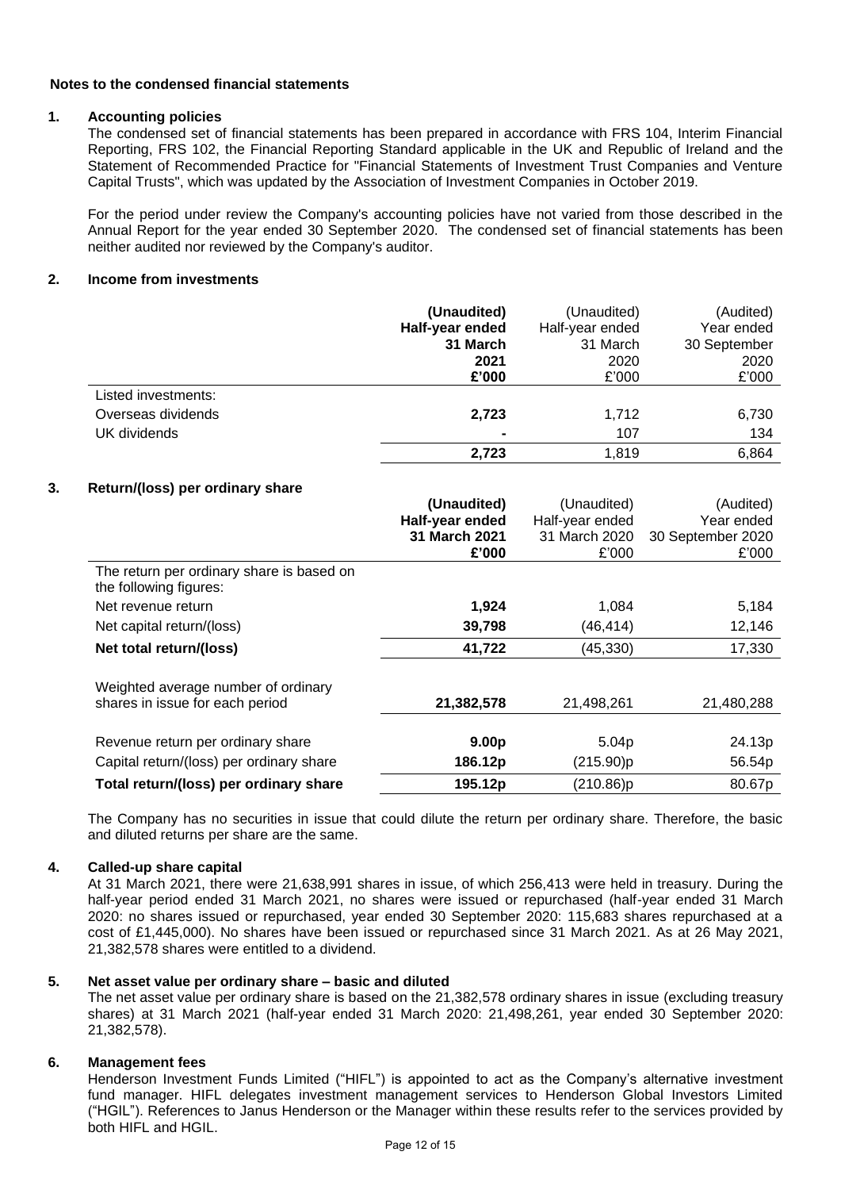## Notes to the condensed financial statements

### 1. Accounting policies

The condensed set of financial statements has been prepared in accordance with FRS 104, Interim Financial Reporting, FRS 102, the Financial Reporting Standard applicable in the UK and Republic of Ireland and the Statement of Recommended Practice for "Financial Statements of Investment Trust Companies and Venture Capital Trusts", which was updated by the Association of Investment Companies in October 2019.

For the period under review the Company's accounting policies have not varied from those described in the Annual Report for the year ended 30 September 2020. The condensed set of financial statements has been neither audited nor reviewed by the Company's auditor.

### 2. Income from investments

| | **(Unaudited) Half-year ended 31 March 2021 £'000** | (Unaudited) Half-year ended 31 March 2020 £'000 | (Audited) Year ended 30 September 2020 £'000 |
|---|---|---|---|
| Listed investments: | | | |
| Overseas dividends | **2,723** | 1,712 | 6,730 |
| UK dividends | **-** | 107 | 134 |
| | **2,723** | 1,819 | 6,864 |

### 3. Return/(loss) per ordinary share

| | **(Unaudited) Half-year ended 31 March 2021 £'000** | (Unaudited) Half-year ended 31 March 2020 £'000 | (Audited) Year ended 30 September 2020 £'000 |
|---|---|---|---|
| The return per ordinary share is based on the following figures: | | | |
| Net revenue return | **1,924** | 1,084 | 5,184 |
| Net capital return/(loss) | **39,798** | (46,414) | 12,146 |
| **Net total return/(loss)** | **41,722** | (45,330) | 17,330 |
| Weighted average number of ordinary shares in issue for each period | **21,382,578** | 21,498,261 | 21,480,288 |
| Revenue return per ordinary share | **9.00p** | 5.04p | 24.13p |
| Capital return/(loss) per ordinary share | **186.12p** | (215.90)p | 56.54p |
| **Total return/(loss) per ordinary share** | **195.12p** | (210.86)p | 80.67p |

The Company has no securities in issue that could dilute the return per ordinary share. Therefore, the basic and diluted returns per share are the same.

### 4. Called-up share capital

At 31 March 2021, there were 21,638,991 shares in issue, of which 256,413 were held in treasury. During the half-year period ended 31 March 2021, no shares were issued or repurchased (half-year ended 31 March 2020: no shares issued or repurchased, year ended 30 September 2020: 115,683 shares repurchased at a cost of £1,445,000). No shares have been issued or repurchased since 31 March 2021. As at 26 May 2021, 21,382,578 shares were entitled to a dividend.

### 5. Net asset value per ordinary share – basic and diluted

The net asset value per ordinary share is based on the 21,382,578 ordinary shares in issue (excluding treasury shares) at 31 March 2021 (half-year ended 31 March 2020: 21,498,261, year ended 30 September 2020: 21,382,578).

### 6. Management fees

Henderson Investment Funds Limited ("HIFL") is appointed to act as the Company's alternative investment fund manager. HIFL delegates investment management services to Henderson Global Investors Limited ("HGIL"). References to Janus Henderson or the Manager within these results refer to the services provided by both HIFL and HGIL.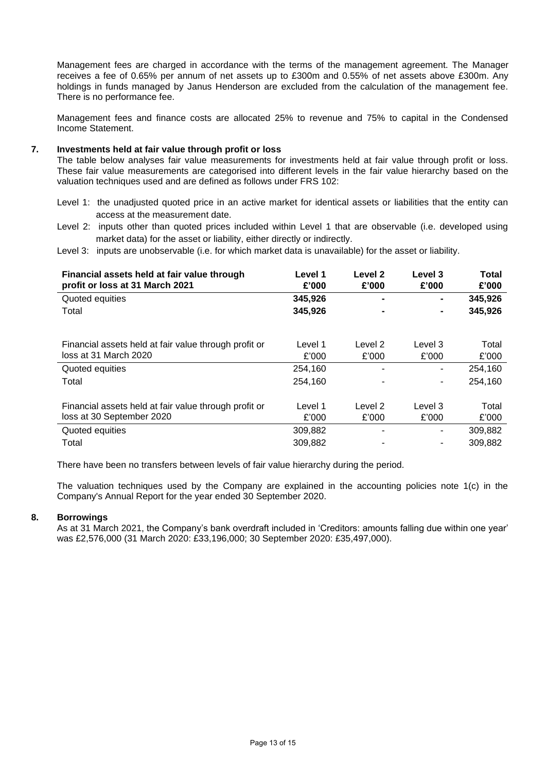Management fees are charged in accordance with the terms of the management agreement. The Manager receives a fee of 0.65% per annum of net assets up to £300m and 0.55% of net assets above £300m. Any holdings in funds managed by Janus Henderson are excluded from the calculation of the management fee. There is no performance fee.

Management fees and finance costs are allocated 25% to revenue and 75% to capital in the Condensed Income Statement.

## 7. Investments held at fair value through profit or loss

The table below analyses fair value measurements for investments held at fair value through profit or loss. These fair value measurements are categorised into different levels in the fair value hierarchy based on the valuation techniques used and are defined as follows under FRS 102:

Level 1: the unadjusted quoted price in an active market for identical assets or liabilities that the entity can access at the measurement date.

Level 2: inputs other than quoted prices included within Level 1 that are observable (i.e. developed using market data) for the asset or liability, either directly or indirectly.

Level 3: inputs are unobservable (i.e. for which market data is unavailable) for the asset or liability.

| **Financial assets held at fair value through profit or loss at 31 March 2021** | **Level 1 £'000** | **Level 2 £'000** | **Level 3 £'000** | **Total £'000** |
|---|---|---|---|---|
| Quoted equities | **345,926** | **-** | **-** | **345,926** |
| Total | **345,926** | **-** | **-** | **345,926** |

| Financial assets held at fair value through profit or loss at 31 March 2020 | Level 1 £'000 | Level 2 £'000 | Level 3 £'000 | Total £'000 |
|---|---|---|---|---|
| Quoted equities | 254,160 | - | - | 254,160 |
| Total | 254,160 | - | - | 254,160 |

| Financial assets held at fair value through profit or loss at 30 September 2020 | Level 1 £'000 | Level 2 £'000 | Level 3 £'000 | Total £'000 |
|---|---|---|---|---|
| Quoted equities | 309,882 | - | - | 309,882 |
| Total | 309,882 | - | - | 309,882 |

There have been no transfers between levels of fair value hierarchy during the period.

The valuation techniques used by the Company are explained in the accounting policies note 1(c) in the Company's Annual Report for the year ended 30 September 2020.

## 8. Borrowings

As at 31 March 2021, the Company's bank overdraft included in 'Creditors: amounts falling due within one year' was £2,576,000 (31 March 2020: £33,196,000; 30 September 2020: £35,497,000).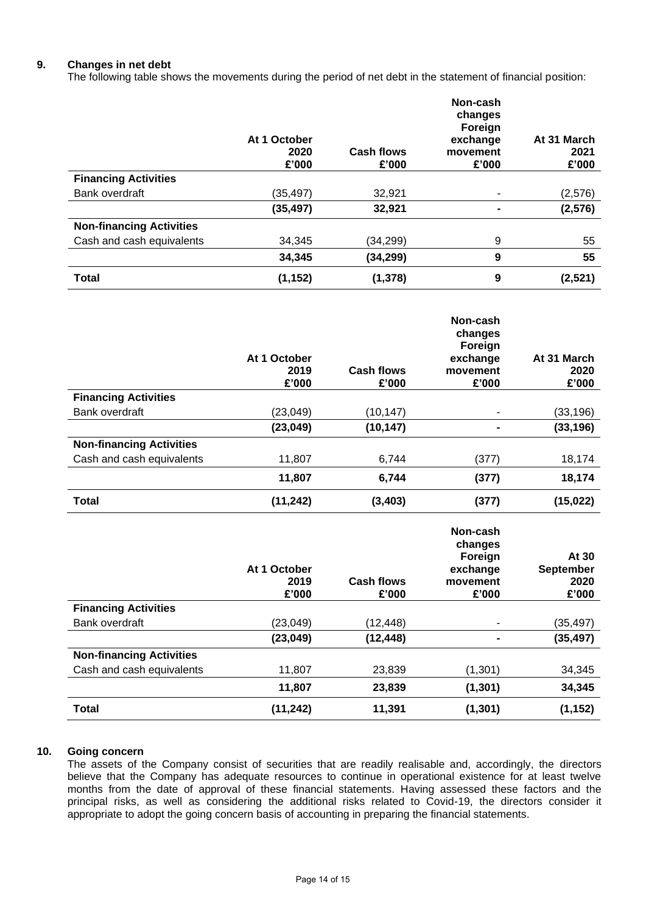## 9. Changes in net debt

The following table shows the movements during the period of net debt in the statement of financial position:

| | At 1 October 2020 £'000 | Cash flows £'000 | Non-cash changes Foreign exchange movement £'000 | At 31 March 2021 £'000 |
|---|---|---|---|---|
| **Financing Activities** | | | | |
| Bank overdraft | (35,497) | 32,921 | - | (2,576) |
| | **(35,497)** | **32,921** | **-** | **(2,576)** |
| **Non-financing Activities** | | | | |
| Cash and cash equivalents | 34,345 | (34,299) | 9 | 55 |
| | **34,345** | **(34,299)** | **9** | **55** |
| **Total** | **(1,152)** | **(1,378)** | **9** | **(2,521)** |

| | At 1 October 2019 £'000 | Cash flows £'000 | Non-cash changes Foreign exchange movement £'000 | At 31 March 2020 £'000 |
|---|---|---|---|---|
| **Financing Activities** | | | | |
| Bank overdraft | (23,049) | (10,147) | - | (33,196) |
| | **(23,049)** | **(10,147)** | **-** | **(33,196)** |
| **Non-financing Activities** | | | | |
| Cash and cash equivalents | 11,807 | 6,744 | (377) | 18,174 |
| | **11,807** | **6,744** | **(377)** | **18,174** |
| **Total** | **(11,242)** | **(3,403)** | **(377)** | **(15,022)** |

| | At 1 October 2019 £'000 | Cash flows £'000 | Non-cash changes Foreign exchange movement £'000 | At 30 September 2020 £'000 |
|---|---|---|---|---|
| **Financing Activities** | | | | |
| Bank overdraft | (23,049) | (12,448) | - | (35,497) |
| | **(23,049)** | **(12,448)** | **-** | **(35,497)** |
| **Non-financing Activities** | | | | |
| Cash and cash equivalents | 11,807 | 23,839 | (1,301) | 34,345 |
| | **11,807** | **23,839** | **(1,301)** | **34,345** |
| **Total** | **(11,242)** | **11,391** | **(1,301)** | **(1,152)** |

## 10. Going concern

The assets of the Company consist of securities that are readily realisable and, accordingly, the directors believe that the Company has adequate resources to continue in operational existence for at least twelve months from the date of approval of these financial statements. Having assessed these factors and the principal risks, as well as considering the additional risks related to Covid-19, the directors consider it appropriate to adopt the going concern basis of accounting in preparing the financial statements.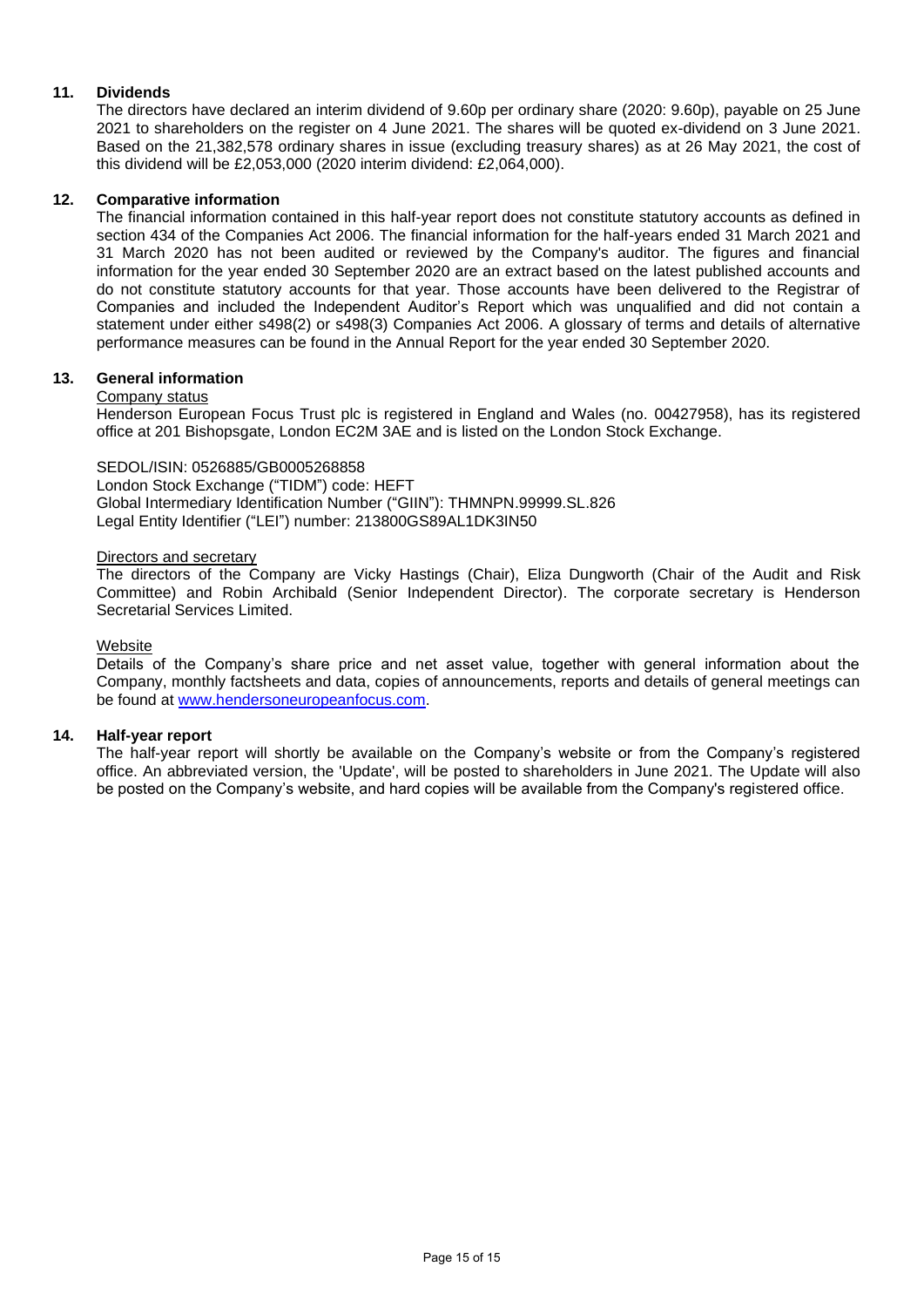## 11. Dividends

The directors have declared an interim dividend of 9.60p per ordinary share (2020: 9.60p), payable on 25 June 2021 to shareholders on the register on 4 June 2021. The shares will be quoted ex-dividend on 3 June 2021. Based on the 21,382,578 ordinary shares in issue (excluding treasury shares) as at 26 May 2021, the cost of this dividend will be £2,053,000 (2020 interim dividend: £2,064,000).

## 12. Comparative information

The financial information contained in this half-year report does not constitute statutory accounts as defined in section 434 of the Companies Act 2006. The financial information for the half-years ended 31 March 2021 and 31 March 2020 has not been audited or reviewed by the Company's auditor. The figures and financial information for the year ended 30 September 2020 are an extract based on the latest published accounts and do not constitute statutory accounts for that year. Those accounts have been delivered to the Registrar of Companies and included the Independent Auditor's Report which was unqualified and did not contain a statement under either s498(2) or s498(3) Companies Act 2006. A glossary of terms and details of alternative performance measures can be found in the Annual Report for the year ended 30 September 2020.

## 13. General information

Company status

Henderson European Focus Trust plc is registered in England and Wales (no. 00427958), has its registered office at 201 Bishopsgate, London EC2M 3AE and is listed on the London Stock Exchange.

SEDOL/ISIN: 0526885/GB0005268858
London Stock Exchange ("TIDM") code: HEFT
Global Intermediary Identification Number ("GIIN"): THMNPN.99999.SL.826
Legal Entity Identifier ("LEI") number: 213800GS89AL1DK3IN50

Directors and secretary

The directors of the Company are Vicky Hastings (Chair), Eliza Dungworth (Chair of the Audit and Risk Committee) and Robin Archibald (Senior Independent Director). The corporate secretary is Henderson Secretarial Services Limited.

Website

Details of the Company's share price and net asset value, together with general information about the Company, monthly factsheets and data, copies of announcements, reports and details of general meetings can be found at www.hendersoneuropeanfocus.com.

## 14. Half-year report

The half-year report will shortly be available on the Company's website or from the Company's registered office. An abbreviated version, the 'Update', will be posted to shareholders in June 2021. The Update will also be posted on the Company's website, and hard copies will be available from the Company's registered office.